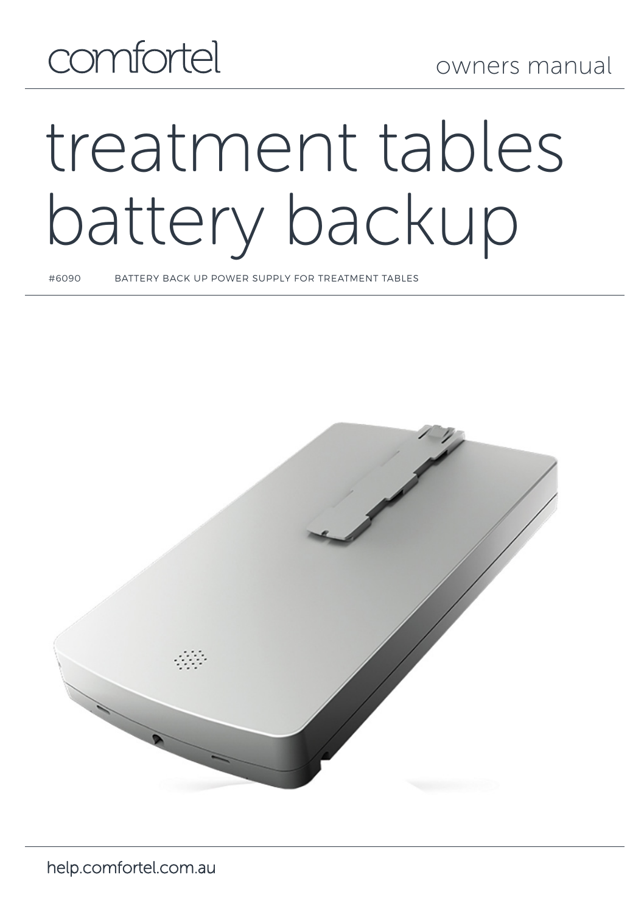comfortel

owners manual

# treatment tables battery backup

#6090 BATTERY BACK UP POWER SUPPLY FOR TREATMENT TABLES

help.comfortel.com.au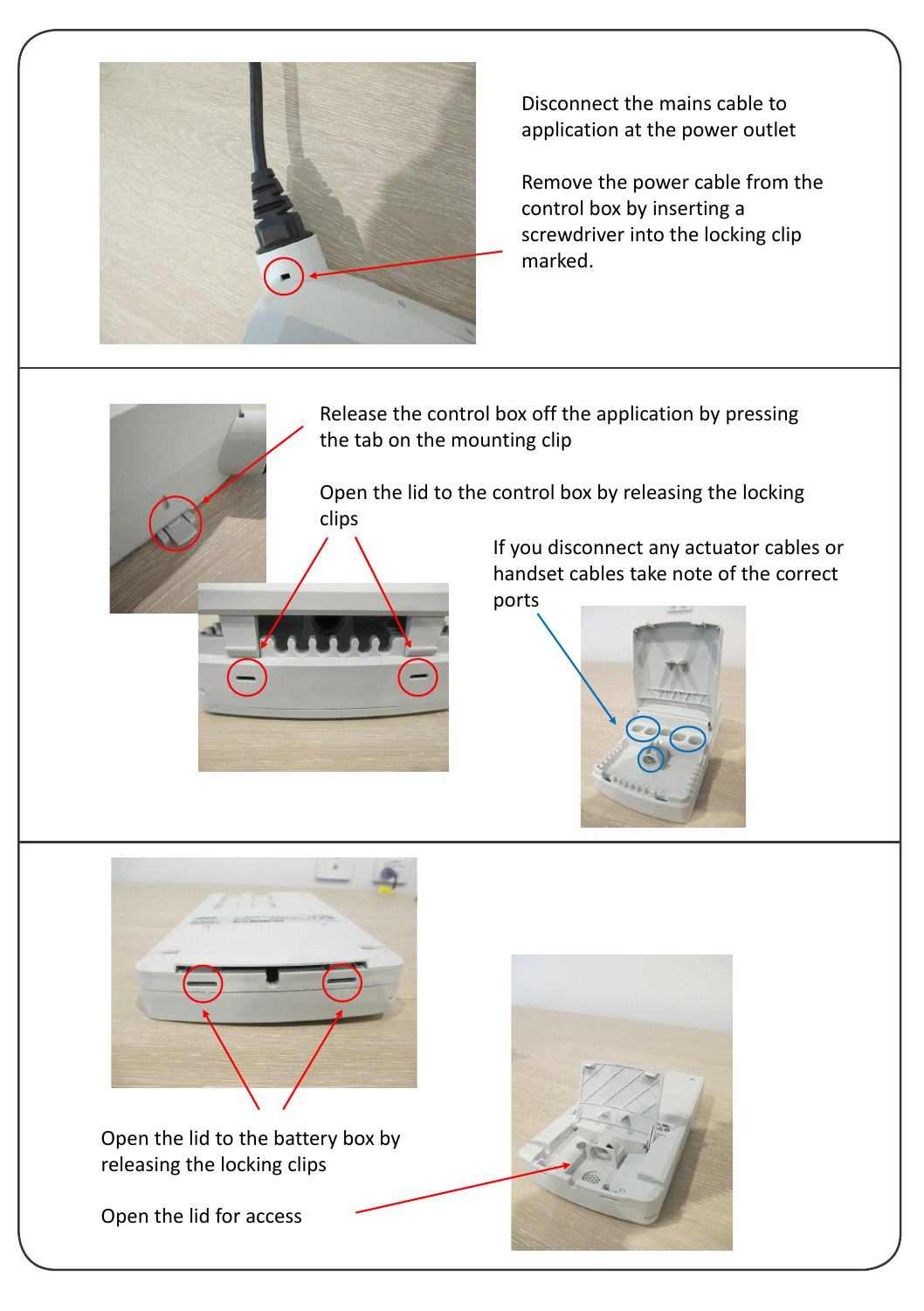Disconnect the mains cable to application at the power outlet

Remove the power cable from the control box by inserting a screwdriver into the locking clip marked.

---

Release the control box off the application by pressing the tab on the mounting clip

Open the lid to the control box by releasing the locking clips

If you disconnect any actuator cables or handset cables take note of the correct ports

---

Open the lid to the battery box by releasing the locking clips

Open the lid for access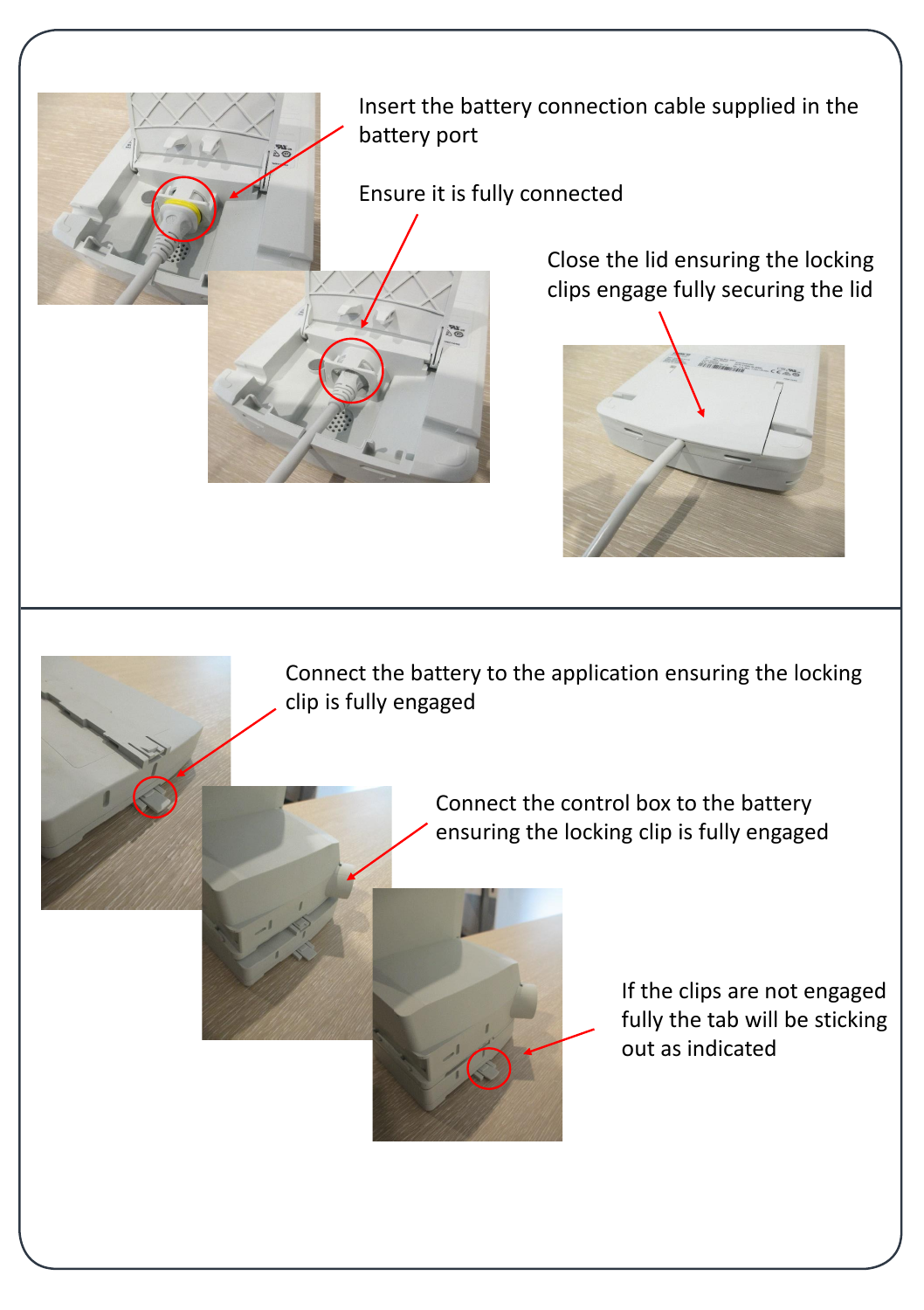Insert the battery connection cable supplied in the battery port

Ensure it is fully connected

Close the lid ensuring the locking clips engage fully securing the lid

---

Connect the battery to the application ensuring the locking clip is fully engaged

Connect the control box to the battery ensuring the locking clip is fully engaged

If the clips are not engaged fully the tab will be sticking out as indicated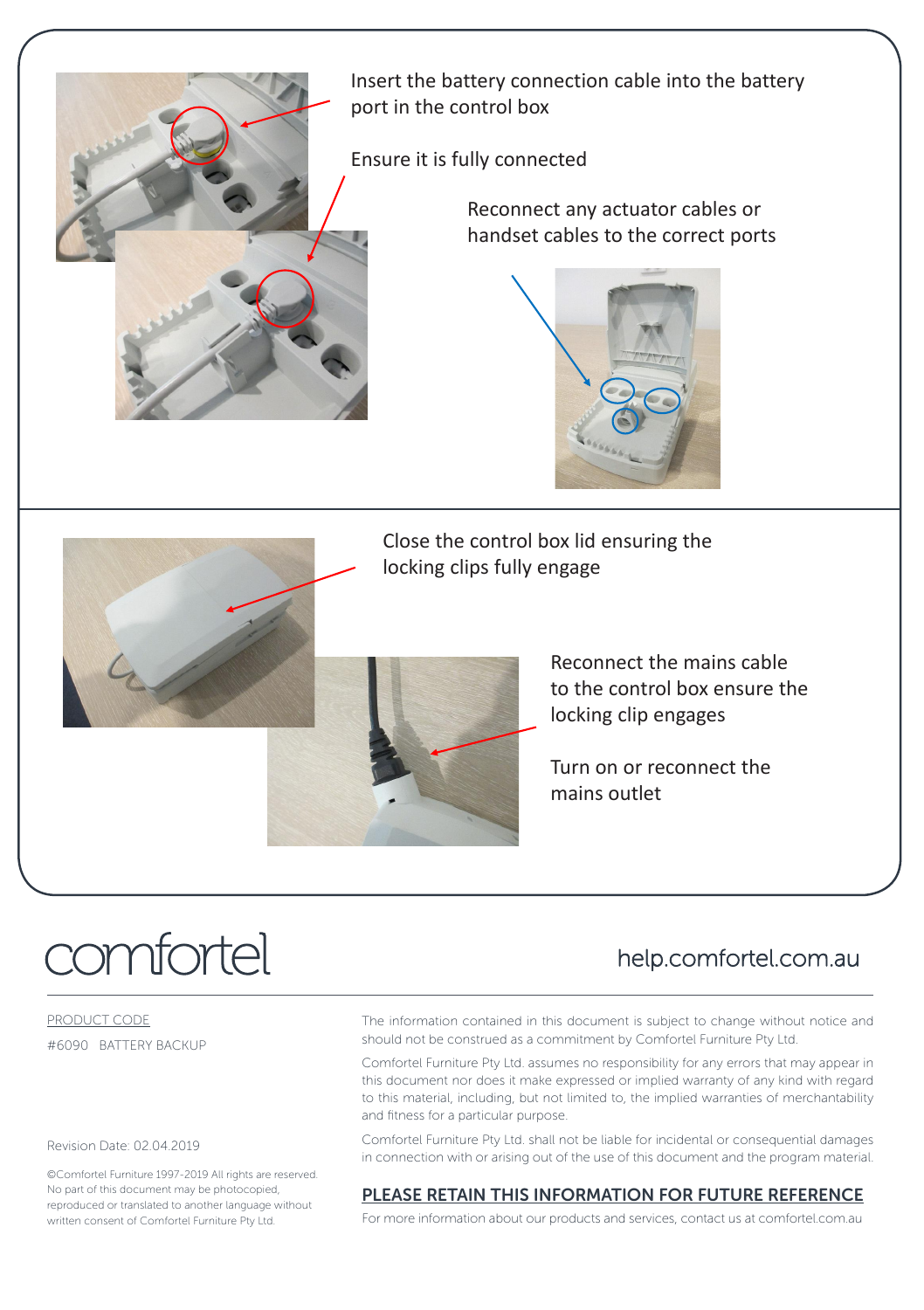Insert the battery connection cable into the battery port in the control box

Ensure it is fully connected

Reconnect any actuator cables or handset cables to the correct ports

Close the control box lid ensuring the locking clips fully engage

Reconnect the mains cable to the control box ensure the locking clip engages

Turn on or reconnect the mains outlet

comfortel

help.comfortel.com.au

PRODUCT CODE

#6090 BATTERY BACKUP

Revision Date: 02.04.2019

©Comfortel Furniture 1997-2019 All rights are reserved. No part of this document may be photocopied, reproduced or translated to another language without written consent of Comfortel Furniture Pty Ltd.

The information contained in this document is subject to change without notice and should not be construed as a commitment by Comfortel Furniture Pty Ltd.

Comfortel Furniture Pty Ltd. assumes no responsibility for any errors that may appear in this document nor does it make expressed or implied warranty of any kind with regard to this material, including, but not limited to, the implied warranties of merchantability and fitness for a particular purpose.

Comfortel Furniture Pty Ltd. shall not be liable for incidental or consequential damages in connection with or arising out of the use of this document and the program material.

**PLEASE RETAIN THIS INFORMATION FOR FUTURE REFERENCE**

For more information about our products and services, contact us at comfortel.com.au